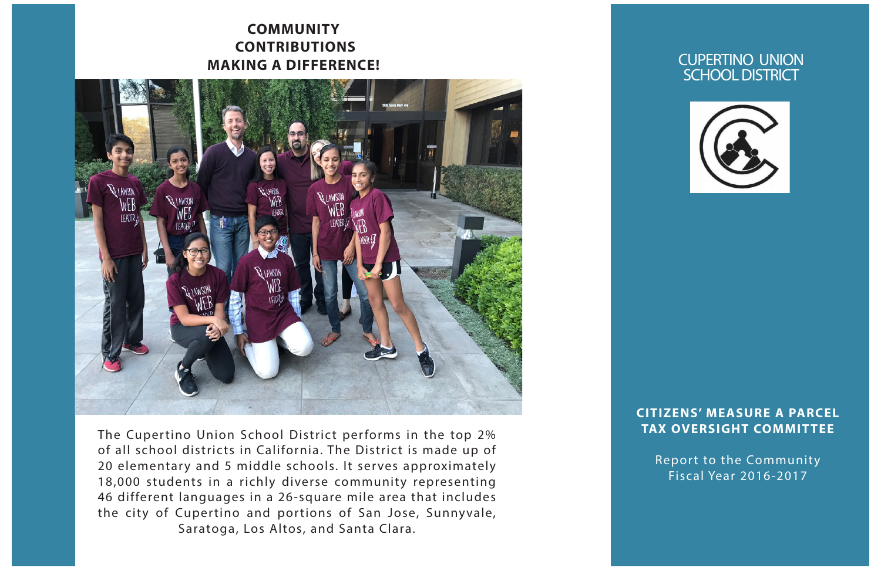## COMMUNITY CONTRIBUTIONS MAKING A DIFFERENCE!

The Cupertino Union School District performs in the top 2% of all school districts in California. The District is made up of 20 elementary and 5 middle schools. It serves approximately 18,000 students in a richly diverse community representing 46 different languages in a 26-square mile area that includes the city of Cupertino and portions of San Jose, Sunnyvale, Saratoga, Los Altos, and Santa Clara.

# CUPERTINO UNION SCHOOL DISTRICT

## CITIZENS' MEASURE A PARCEL TAX OVERSIGHT COMMITTEE

Report to the Community
Fiscal Year 2016-2017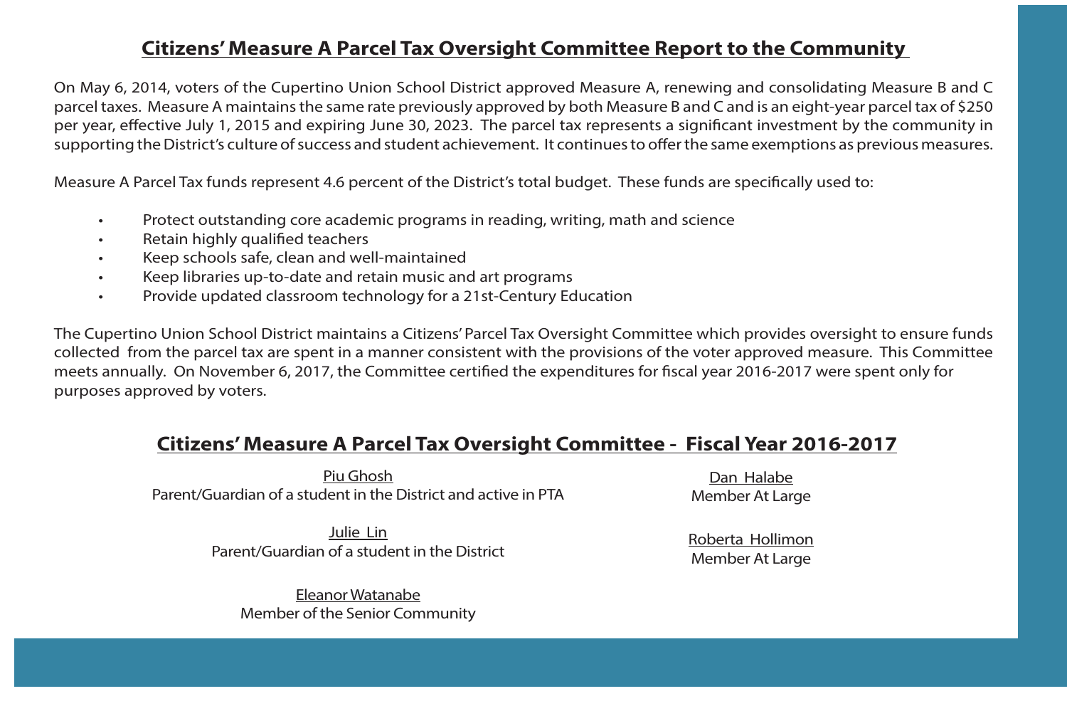## Citizens' Measure A Parcel Tax Oversight Committee Report to the Community

On May 6, 2014, voters of the Cupertino Union School District approved Measure A, renewing and consolidating Measure B and C parcel taxes. Measure A maintains the same rate previously approved by both Measure B and C and is an eight-year parcel tax of $250 per year, effective July 1, 2015 and expiring June 30, 2023. The parcel tax represents a significant investment by the community in supporting the District's culture of success and student achievement. It continues to offer the same exemptions as previous measures.

Measure A Parcel Tax funds represent 4.6 percent of the District's total budget. These funds are specifically used to:

- Protect outstanding core academic programs in reading, writing, math and science
- Retain highly qualified teachers
- Keep schools safe, clean and well-maintained
- Keep libraries up-to-date and retain music and art programs
- Provide updated classroom technology for a 21st-Century Education

The Cupertino Union School District maintains a Citizens' Parcel Tax Oversight Committee which provides oversight to ensure funds collected from the parcel tax are spent in a manner consistent with the provisions of the voter approved measure. This Committee meets annually. On November 6, 2017, the Committee certified the expenditures for fiscal year 2016-2017 were spent only for purposes approved by voters.

## Citizens' Measure A Parcel Tax Oversight Committee - Fiscal Year 2016-2017

Piu Ghosh
Parent/Guardian of a student in the District and active in PTA

Julie Lin
Parent/Guardian of a student in the District

Eleanor Watanabe
Member of the Senior Community

Dan Halabe
Member At Large

Roberta Hollimon
Member At Large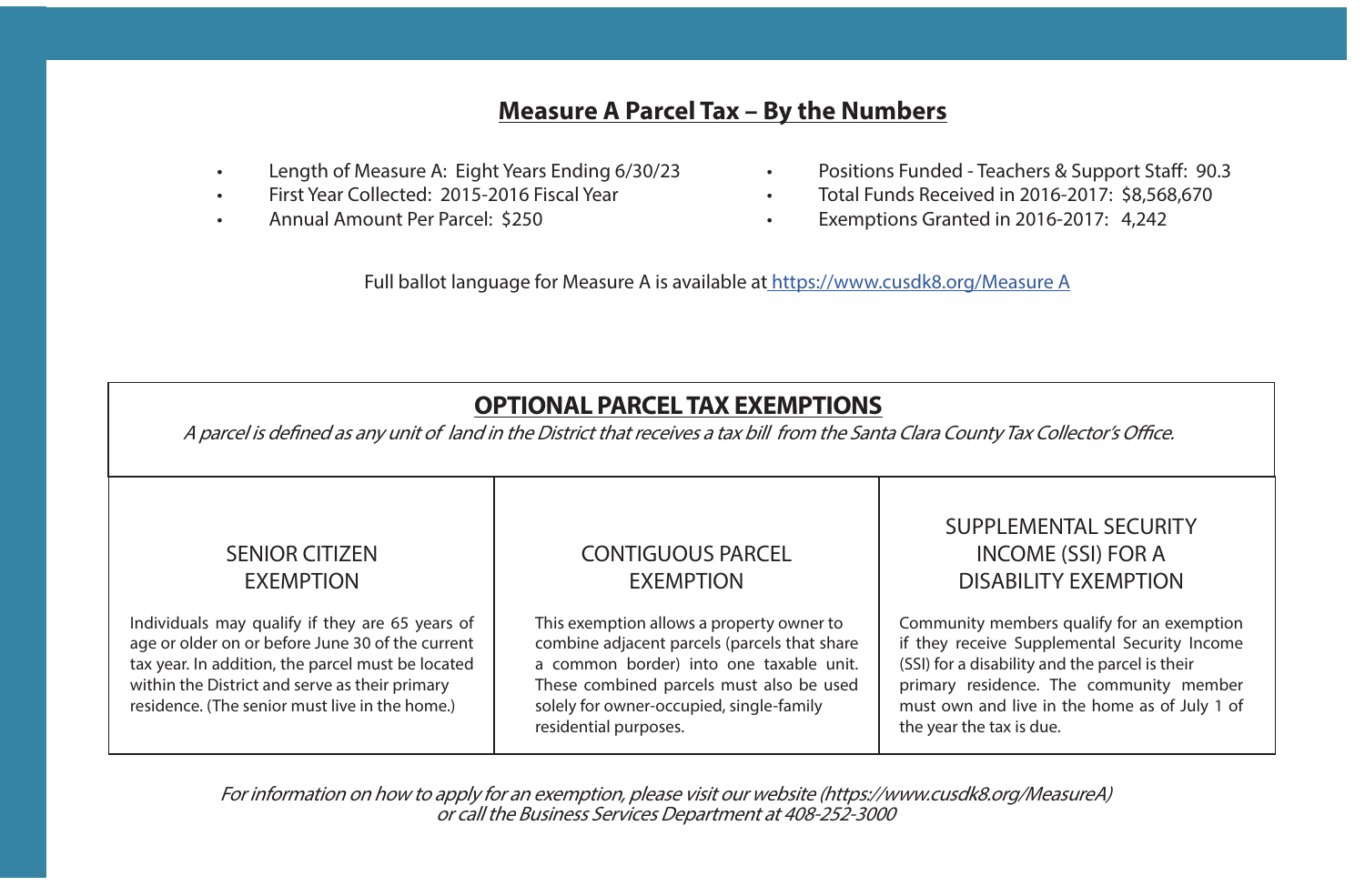## Measure A Parcel Tax – By the Numbers

- Length of Measure A: Eight Years Ending 6/30/23
- First Year Collected: 2015-2016 Fiscal Year
- Annual Amount Per Parcel: $250
- Positions Funded - Teachers & Support Staff: 90.3
- Total Funds Received in 2016-2017: $8,568,670
- Exemptions Granted in 2016-2017: 4,242

Full ballot language for Measure A is available at [https://www.cusdk8.org/Measure A](https://www.cusdk8.org/MeasureA)

## OPTIONAL PARCEL TAX EXEMPTIONS

*A parcel is defined as any unit of land in the District that receives a tax bill from the Santa Clara County Tax Collector's Office.*

| SENIOR CITIZEN EXEMPTION | CONTIGUOUS PARCEL EXEMPTION | SUPPLEMENTAL SECURITY INCOME (SSI) FOR A DISABILITY EXEMPTION |
|---|---|---|
| Individuals may qualify if they are 65 years of age or older on or before June 30 of the current tax year. In addition, the parcel must be located within the District and serve as their primary residence. (The senior must live in the home.) | This exemption allows a property owner to combine adjacent parcels (parcels that share a common border) into one taxable unit. These combined parcels must also be used solely for owner-occupied, single-family residential purposes. | Community members qualify for an exemption if they receive Supplemental Security Income (SSI) for a disability and the parcel is their primary residence. The community member must own and live in the home as of July 1 of the year the tax is due. |

*For information on how to apply for an exemption, please visit our website (https://www.cusdk8.org/MeasureA) or call the Business Services Department at 408-252-3000*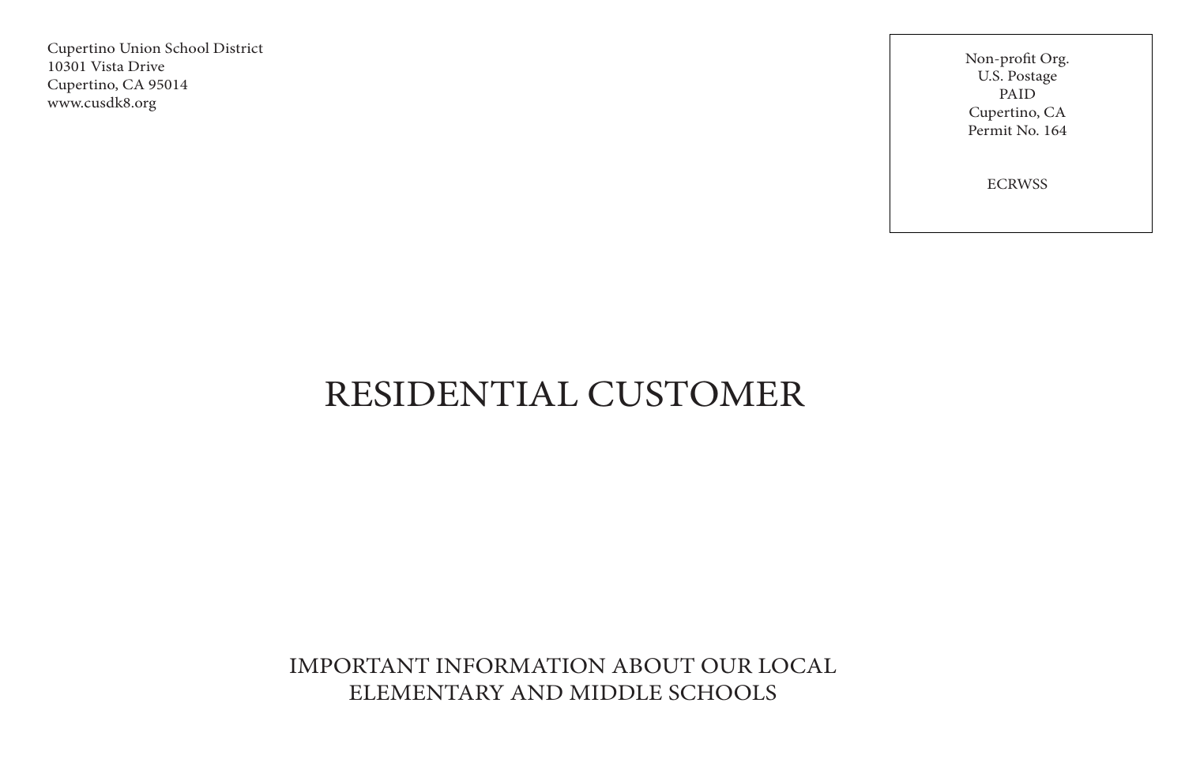Cupertino Union School District
10301 Vista Drive
Cupertino, CA 95014
www.cusdk8.org

Non-profit Org.
U.S. Postage
PAID
Cupertino, CA
Permit No. 164

ECRWSS

# RESIDENTIAL CUSTOMER

IMPORTANT INFORMATION ABOUT OUR LOCAL
ELEMENTARY AND MIDDLE SCHOOLS